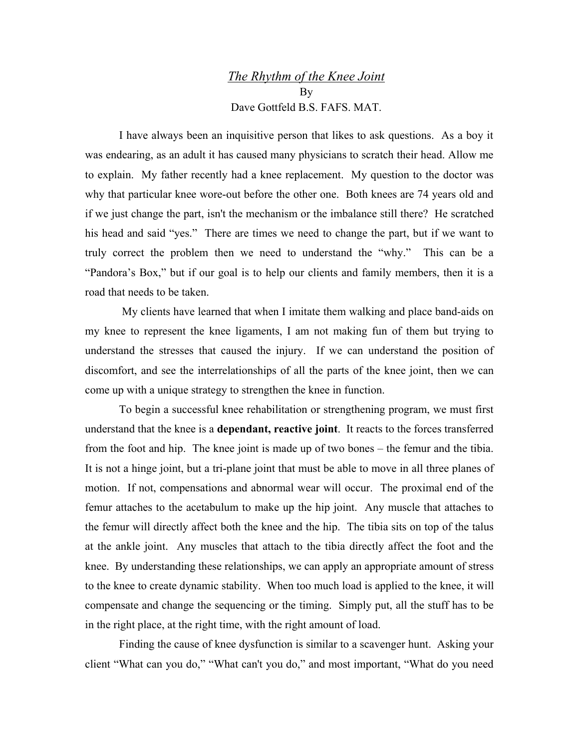# *The Rhythm of the Knee Joint*

By

Dave Gottfeld B.S. FAFS. MAT.

I have always been an inquisitive person that likes to ask questions. As a boy it was endearing, as an adult it has caused many physicians to scratch their head. Allow me to explain. My father recently had a knee replacement. My question to the doctor was why that particular knee wore-out before the other one. Both knees are 74 years old and if we just change the part, isn't the mechanism or the imbalance still there? He scratched his head and said "yes." There are times we need to change the part, but if we want to truly correct the problem then we need to understand the "why." This can be a "Pandora's Box," but if our goal is to help our clients and family members, then it is a road that needs to be taken.

My clients have learned that when I imitate them walking and place band-aids on my knee to represent the knee ligaments, I am not making fun of them but trying to understand the stresses that caused the injury. If we can understand the position of discomfort, and see the interrelationships of all the parts of the knee joint, then we can come up with a unique strategy to strengthen the knee in function.

To begin a successful knee rehabilitation or strengthening program, we must first understand that the knee is a **dependant, reactive joint**. It reacts to the forces transferred from the foot and hip. The knee joint is made up of two bones – the femur and the tibia. It is not a hinge joint, but a tri-plane joint that must be able to move in all three planes of motion. If not, compensations and abnormal wear will occur. The proximal end of the femur attaches to the acetabulum to make up the hip joint. Any muscle that attaches to the femur will directly affect both the knee and the hip. The tibia sits on top of the talus at the ankle joint. Any muscles that attach to the tibia directly affect the foot and the knee. By understanding these relationships, we can apply an appropriate amount of stress to the knee to create dynamic stability. When too much load is applied to the knee, it will compensate and change the sequencing or the timing. Simply put, all the stuff has to be in the right place, at the right time, with the right amount of load.

Finding the cause of knee dysfunction is similar to a scavenger hunt. Asking your client "What can you do," "What can't you do," and most important, "What do you need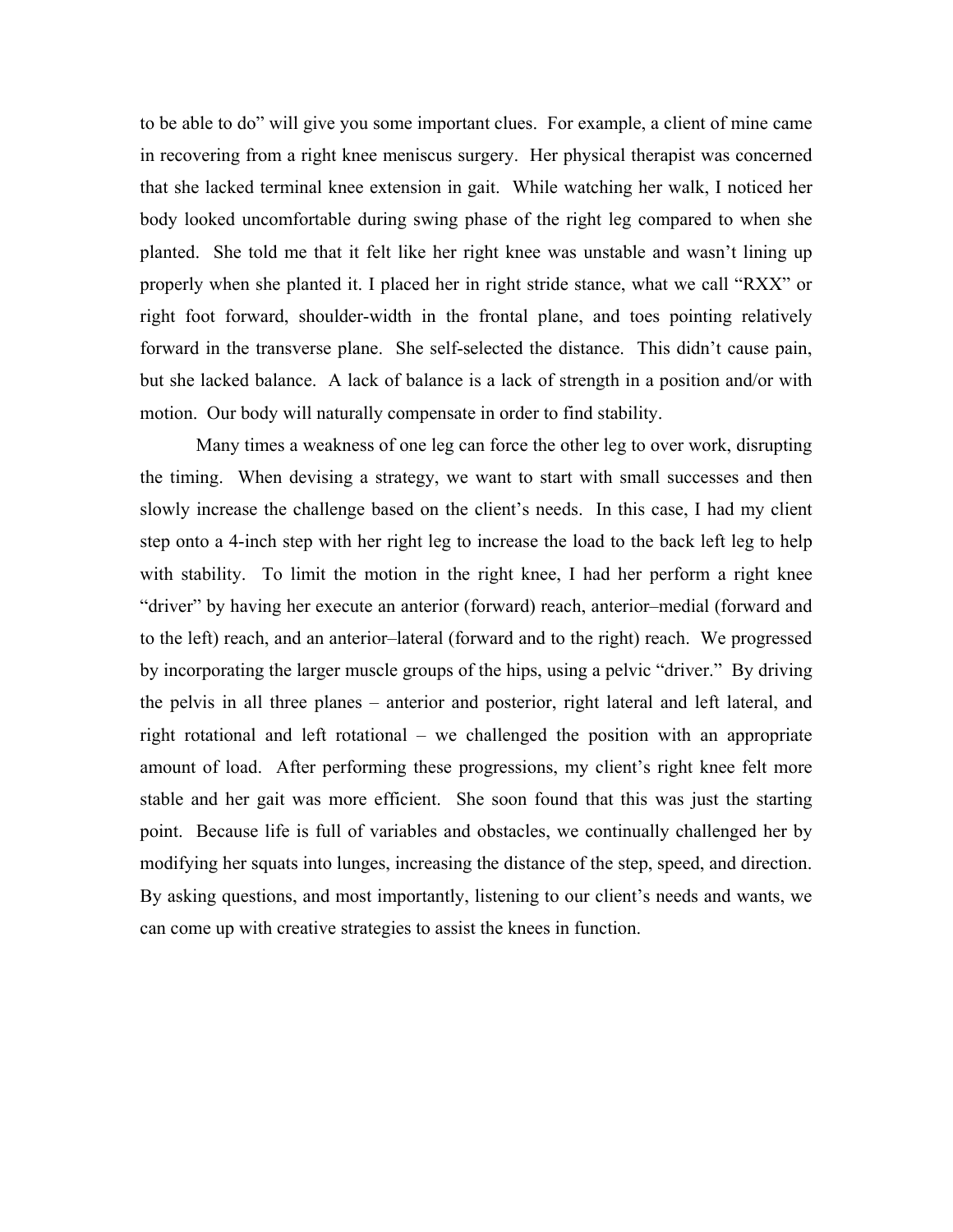to be able to do" will give you some important clues. For example, a client of mine came in recovering from a right knee meniscus surgery. Her physical therapist was concerned that she lacked terminal knee extension in gait. While watching her walk, I noticed her body looked uncomfortable during swing phase of the right leg compared to when she planted. She told me that it felt like her right knee was unstable and wasn't lining up properly when she planted it. I placed her in right stride stance, what we call "RXX" or right foot forward, shoulder-width in the frontal plane, and toes pointing relatively forward in the transverse plane. She self-selected the distance. This didn't cause pain, but she lacked balance. A lack of balance is a lack of strength in a position and/or with motion. Our body will naturally compensate in order to find stability.

Many times a weakness of one leg can force the other leg to over work, disrupting the timing. When devising a strategy, we want to start with small successes and then slowly increase the challenge based on the client's needs. In this case, I had my client step onto a 4-inch step with her right leg to increase the load to the back left leg to help with stability. To limit the motion in the right knee, I had her perform a right knee "driver" by having her execute an anterior (forward) reach, anterior–medial (forward and to the left) reach, and an anterior–lateral (forward and to the right) reach. We progressed by incorporating the larger muscle groups of the hips, using a pelvic "driver." By driving the pelvis in all three planes – anterior and posterior, right lateral and left lateral, and right rotational and left rotational – we challenged the position with an appropriate amount of load. After performing these progressions, my client's right knee felt more stable and her gait was more efficient. She soon found that this was just the starting point. Because life is full of variables and obstacles, we continually challenged her by modifying her squats into lunges, increasing the distance of the step, speed, and direction. By asking questions, and most importantly, listening to our client's needs and wants, we can come up with creative strategies to assist the knees in function.